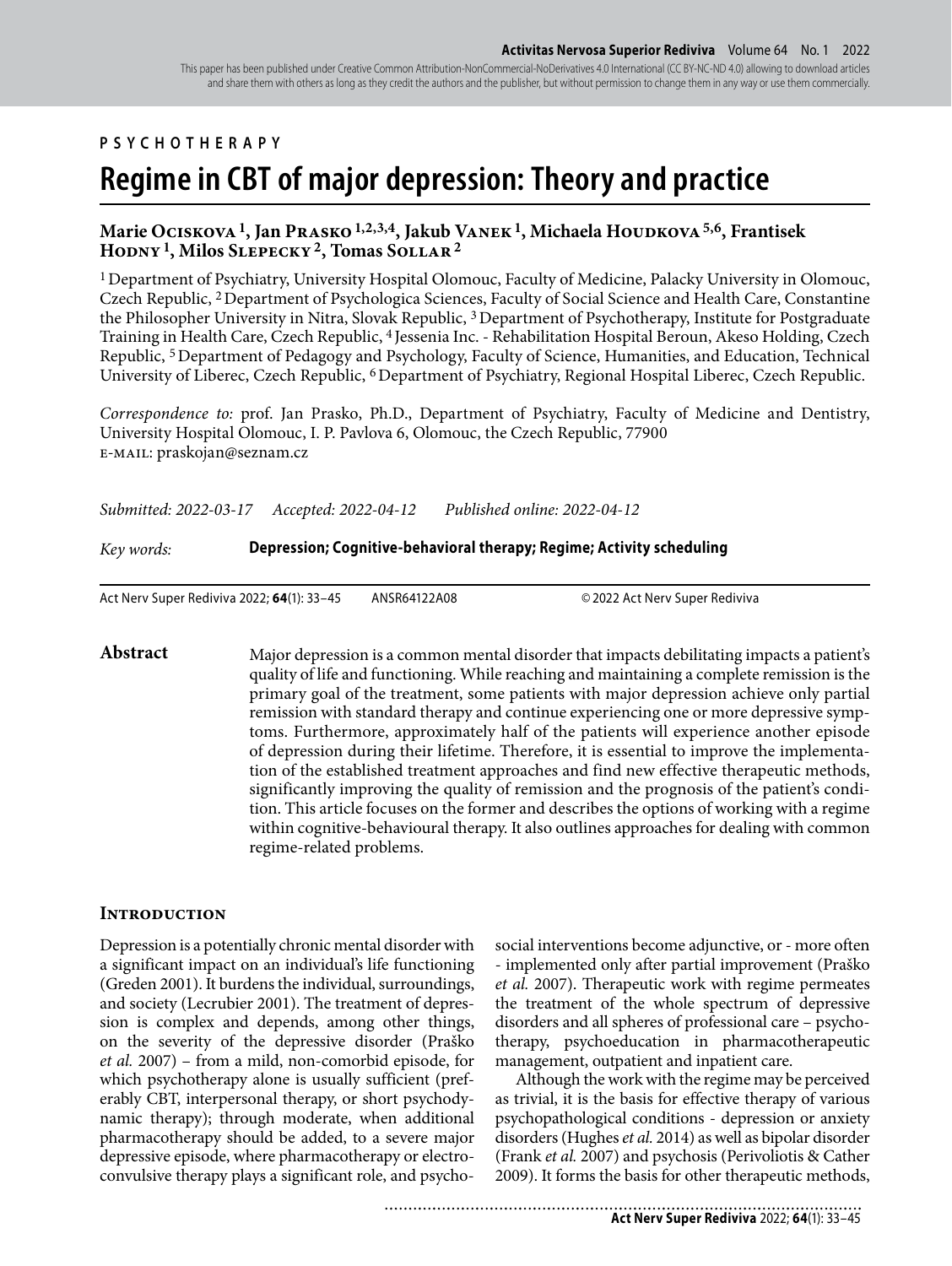PSYCHOTHERAPY

# Regime in CBT of major depression: Theory and practice

**Marie Ociskova [1], Jan Prasko [1,2,3,4], Jakub Vanek [1], Michaela Houdkova [5,6], Frantisek Hodny [1], Milos Slepecky [2], Tomas Sollar [2]**

[1] Department of Psychiatry, University Hospital Olomouc, Faculty of Medicine, Palacky University in Olomouc, Czech Republic, [2] Department of Psychologica Sciences, Faculty of Social Science and Health Care, Constantine the Philosopher University in Nitra, Slovak Republic, [3] Department of Psychotherapy, Institute for Postgraduate Training in Health Care, Czech Republic, [4] Jessenia Inc. - Rehabilitation Hospital Beroun, Akeso Holding, Czech Republic, [5] Department of Pedagogy and Psychology, Faculty of Science, Humanities, and Education, Technical University of Liberec, Czech Republic, [6] Department of Psychiatry, Regional Hospital Liberec, Czech Republic.

*Correspondence to:* prof. Jan Prasko, Ph.D., Department of Psychiatry, Faculty of Medicine and Dentistry, University Hospital Olomouc, I. P. Pavlova 6, Olomouc, the Czech Republic, 77900
E-MAIL: praskojan@seznam.cz

*Submitted: 2022-03-17* *Accepted: 2022-04-12* *Published online: 2022-04-12*

*Key words:* **Depression; Cognitive-behavioral therapy; Regime; Activity scheduling**

Act Nerv Super Rediviva 2022; **64**(1): 33–45 ANSR64122A08 © 2022 Act Nerv Super Rediviva

**Abstract**

Major depression is a common mental disorder that impacts debilitating impacts a patient's quality of life and functioning. While reaching and maintaining a complete remission is the primary goal of the treatment, some patients with major depression achieve only partial remission with standard therapy and continue experiencing one or more depressive symptoms. Furthermore, approximately half of the patients will experience another episode of depression during their lifetime. Therefore, it is essential to improve the implementation of the established treatment approaches and find new effective therapeutic methods, significantly improving the quality of remission and the prognosis of the patient's condition. This article focuses on the former and describes the options of working with a regime within cognitive-behavioural therapy. It also outlines approaches for dealing with common regime-related problems.

## Introduction

Depression is a potentially chronic mental disorder with a significant impact on an individual's life functioning (Greden 2001). It burdens the individual, surroundings, and society (Lecrubier 2001). The treatment of depression is complex and depends, among other things, on the severity of the depressive disorder (Praško *et al.* 2007) – from a mild, non-comorbid episode, for which psychotherapy alone is usually sufficient (preferably CBT, interpersonal therapy, or short psychodynamic therapy); through moderate, when additional pharmacotherapy should be added, to a severe major depressive episode, where pharmacotherapy or electroconvulsive therapy plays a significant role, and psychosocial interventions become adjunctive, or - more often - implemented only after partial improvement (Praško *et al.* 2007). Therapeutic work with regime permeates the treatment of the whole spectrum of depressive disorders and all spheres of professional care – psychotherapy, psychoeducation in pharmacotherapeutic management, outpatient and inpatient care.

Although the work with the regime may be perceived as trivial, it is the basis for effective therapy of various psychopathological conditions - depression or anxiety disorders (Hughes *et al.* 2014) as well as bipolar disorder (Frank *et al.* 2007) and psychosis (Perivoliotis & Cather 2009). It forms the basis for other therapeutic methods,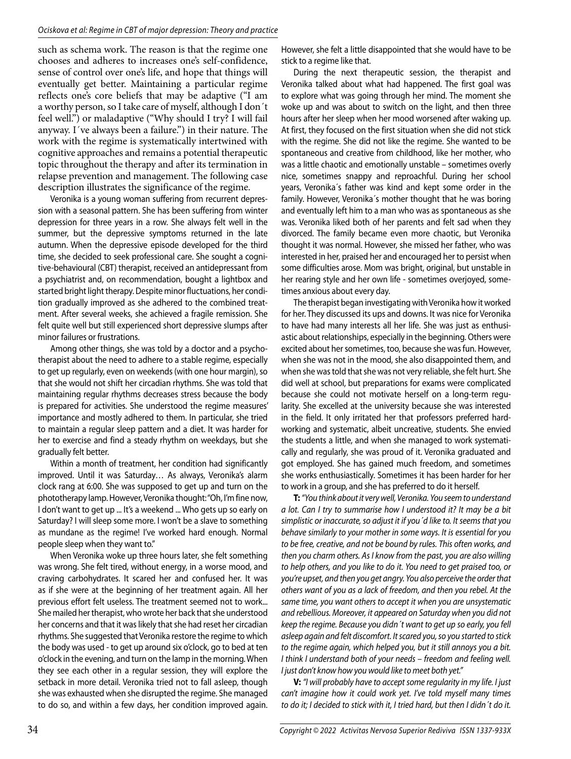such as schema work. The reason is that the regime one chooses and adheres to increases one's self-confidence, sense of control over one's life, and hope that things will eventually get better. Maintaining a particular regime reflects one's core beliefs that may be adaptive ("I am a worthy person, so I take care of myself, although I don´t feel well.") or maladaptive ("Why should I try? I will fail anyway. I´ve always been a failure.") in their nature. The work with the regime is systematically intertwined with cognitive approaches and remains a potential therapeutic topic throughout the therapy and after its termination in relapse prevention and management. The following case description illustrates the significance of the regime.

Veronika is a young woman suffering from recurrent depression with a seasonal pattern. She has been suffering from winter depression for three years in a row. She always felt well in the summer, but the depressive symptoms returned in the late autumn. When the depressive episode developed for the third time, she decided to seek professional care. She sought a cognitive-behavioural (CBT) therapist, received an antidepressant from a psychiatrist and, on recommendation, bought a lightbox and started bright light therapy. Despite minor fluctuations, her condition gradually improved as she adhered to the combined treatment. After several weeks, she achieved a fragile remission. She felt quite well but still experienced short depressive slumps after minor failures or frustrations.

Among other things, she was told by a doctor and a psychotherapist about the need to adhere to a stable regime, especially to get up regularly, even on weekends (with one hour margin), so that she would not shift her circadian rhythms. She was told that maintaining regular rhythms decreases stress because the body is prepared for activities. She understood the regime measures' importance and mostly adhered to them. In particular, she tried to maintain a regular sleep pattern and a diet. It was harder for her to exercise and find a steady rhythm on weekdays, but she gradually felt better.

Within a month of treatment, her condition had significantly improved. Until it was Saturday… As always, Veronika's alarm clock rang at 6:00. She was supposed to get up and turn on the phototherapy lamp. However, Veronika thought: "Oh, I'm fine now, I don't want to get up ... It's a weekend ... Who gets up so early on Saturday? I will sleep some more. I won't be a slave to something as mundane as the regime! I've worked hard enough. Normal people sleep when they want to."

When Veronika woke up three hours later, she felt something was wrong. She felt tired, without energy, in a worse mood, and craving carbohydrates. It scared her and confused her. It was as if she were at the beginning of her treatment again. All her previous effort felt useless. The treatment seemed not to work... She mailed her therapist, who wrote her back that she understood her concerns and that it was likely that she had reset her circadian rhythms. She suggested that Veronika restore the regime to which the body was used - to get up around six o'clock, go to bed at ten o'clock in the evening, and turn on the lamp in the morning. When they see each other in a regular session, they will explore the setback in more detail. Veronika tried not to fall asleep, though she was exhausted when she disrupted the regime. She managed to do so, and within a few days, her condition improved again. However, she felt a little disappointed that she would have to be stick to a regime like that.

During the next therapeutic session, the therapist and Veronika talked about what had happened. The first goal was to explore what was going through her mind. The moment she woke up and was about to switch on the light, and then three hours after her sleep when her mood worsened after waking up. At first, they focused on the first situation when she did not stick with the regime. She did not like the regime. She wanted to be spontaneous and creative from childhood, like her mother, who was a little chaotic and emotionally unstable – sometimes overly nice, sometimes snappy and reproachful. During her school years, Veronika´s father was kind and kept some order in the family. However, Veronika´s mother thought that he was boring and eventually left him to a man who was as spontaneous as she was. Veronika liked both of her parents and felt sad when they divorced. The family became even more chaotic, but Veronika thought it was normal. However, she missed her father, who was interested in her, praised her and encouraged her to persist when some difficulties arose. Mom was bright, original, but unstable in her rearing style and her own life - sometimes overjoyed, sometimes anxious about every day.

The therapist began investigating with Veronika how it worked for her. They discussed its ups and downs. It was nice for Veronika to have had many interests all her life. She was just as enthusiastic about relationships, especially in the beginning. Others were excited about her sometimes, too, because she was fun. However, when she was not in the mood, she also disappointed them, and when she was told that she was not very reliable, she felt hurt. She did well at school, but preparations for exams were complicated because she could not motivate herself on a long-term regularity. She excelled at the university because she was interested in the field. It only irritated her that professors preferred hardworking and systematic, albeit uncreative, students. She envied the students a little, and when she managed to work systematically and regularly, she was proud of it. Veronika graduated and got employed. She has gained much freedom, and sometimes she works enthusiastically. Sometimes it has been harder for her to work in a group, and she has preferred to do it herself.

**T:** *"You think about it very well, Veronika. You seem to understand a lot. Can I try to summarise how I understood it? It may be a bit simplistic or inaccurate, so adjust it if you´d like to. It seems that you behave similarly to your mother in some ways. It is essential for you to be free, creative, and not be bound by rules. This often works, and then you charm others. As I know from the past, you are also willing to help others, and you like to do it. You need to get praised too, or you're upset, and then you get angry. You also perceive the order that others want of you as a lack of freedom, and then you rebel. At the same time, you want others to accept it when you are unsystematic and rebellious. Moreover, it appeared on Saturday when you did not keep the regime. Because you didn´t want to get up so early, you fell asleep again and felt discomfort. It scared you, so you started to stick to the regime again, which helped you, but it still annoys you a bit. I think I understand both of your needs – freedom and feeling well. I just don't know how you would like to meet both yet."*

**V:** *"I will probably have to accept some regularity in my life. I just can't imagine how it could work yet. I've told myself many times to do it; I decided to stick with it, I tried hard, but then I didn´t do it.*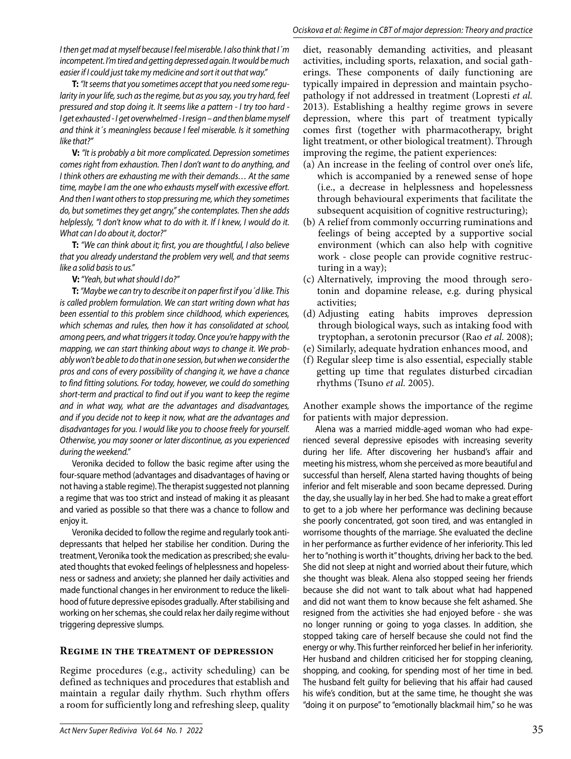*I then get mad at myself because I feel miserable. I also think that I´m incompetent. I'm tired and getting depressed again. It would be much easier if I could just take my medicine and sort it out that way."*

**T:** *"It seems that you sometimes accept that you need some regularity in your life, such as the regime, but as you say, you try hard, feel pressured and stop doing it. It seems like a pattern - I try too hard - I get exhausted - I get overwhelmed - I resign – and then blame myself and think it´s meaningless because I feel miserable. Is it something like that?"*

**V:** *"It is probably a bit more complicated. Depression sometimes comes right from exhaustion. Then I don't want to do anything, and I think others are exhausting me with their demands… At the same time, maybe I am the one who exhausts myself with excessive effort. And then I want others to stop pressuring me, which they sometimes do, but sometimes they get angry," she contemplates. Then she adds helplessly, "I don't know what to do with it. If I knew, I would do it. What can I do about it, doctor?"*

**T:** *"We can think about it; first, you are thoughtful, I also believe that you already understand the problem very well, and that seems like a solid basis to us."*

**V:** *"Yeah, but what should I do?"*

**T:** *"Maybe we can try to describe it on paper first if you´d like. This is called problem formulation. We can start writing down what has been essential to this problem since childhood, which experiences, which schemas and rules, then how it has consolidated at school, among peers, and what triggers it today. Once you're happy with the mapping, we can start thinking about ways to change it. We probably won't be able to do that in one session, but when we consider the pros and cons of every possibility of changing it, we have a chance to find fitting solutions. For today, however, we could do something short-term and practical to find out if you want to keep the regime and in what way, what are the advantages and disadvantages, and if you decide not to keep it now, what are the advantages and disadvantages for you. I would like you to choose freely for yourself. Otherwise, you may sooner or later discontinue, as you experienced during the weekend."*

Veronika decided to follow the basic regime after using the four-square method (advantages and disadvantages of having or not having a stable regime). The therapist suggested not planning a regime that was too strict and instead of making it as pleasant and varied as possible so that there was a chance to follow and enjoy it.

Veronika decided to follow the regime and regularly took antidepressants that helped her stabilise her condition. During the treatment, Veronika took the medication as prescribed; she evaluated thoughts that evoked feelings of helplessness and hopelessness or sadness and anxiety; she planned her daily activities and made functional changes in her environment to reduce the likelihood of future depressive episodes gradually. After stabilising and working on her schemas, she could relax her daily regime without triggering depressive slumps.

## Regime in the treatment of depression

Regime procedures (e.g., activity scheduling) can be defined as techniques and procedures that establish and maintain a regular daily rhythm. Such rhythm offers a room for sufficiently long and refreshing sleep, quality diet, reasonably demanding activities, and pleasant activities, including sports, relaxation, and social gatherings. These components of daily functioning are typically impaired in depression and maintain psychopathology if not addressed in treatment (Lopresti *et al.* 2013). Establishing a healthy regime grows in severe depression, where this part of treatment typically comes first (together with pharmacotherapy, bright light treatment, or other biological treatment). Through improving the regime, the patient experiences:

(a) An increase in the feeling of control over one's life, which is accompanied by a renewed sense of hope (i.e., a decrease in helplessness and hopelessness through behavioural experiments that facilitate the subsequent acquisition of cognitive restructuring);
(b) A relief from commonly occurring ruminations and feelings of being accepted by a supportive social environment (which can also help with cognitive work - close people can provide cognitive restructuring in a way);
(c) Alternatively, improving the mood through serotonin and dopamine release, e.g. during physical activities;
(d) Adjusting eating habits improves depression through biological ways, such as intaking food with tryptophan, a serotonin precursor (Rao *et al.* 2008);
(e) Similarly, adequate hydration enhances mood, and
(f) Regular sleep time is also essential, especially stable getting up time that regulates disturbed circadian rhythms (Tsuno *et al.* 2005).

Another example shows the importance of the regime for patients with major depression.

Alena was a married middle-aged woman who had experienced several depressive episodes with increasing severity during her life. After discovering her husband's affair and meeting his mistress, whom she perceived as more beautiful and successful than herself, Alena started having thoughts of being inferior and felt miserable and soon became depressed. During the day, she usually lay in her bed. She had to make a great effort to get to a job where her performance was declining because she poorly concentrated, got soon tired, and was entangled in worrisome thoughts of the marriage. She evaluated the decline in her performance as further evidence of her inferiority. This led her to "nothing is worth it" thoughts, driving her back to the bed. She did not sleep at night and worried about their future, which she thought was bleak. Alena also stopped seeing her friends because she did not want to talk about what had happened and did not want them to know because she felt ashamed. She resigned from the activities she had enjoyed before - she was no longer running or going to yoga classes. In addition, she stopped taking care of herself because she could not find the energy or why. This further reinforced her belief in her inferiority. Her husband and children criticised her for stopping cleaning, shopping, and cooking, for spending most of her time in bed. The husband felt guilty for believing that his affair had caused his wife's condition, but at the same time, he thought she was "doing it on purpose" to "emotionally blackmail him," so he was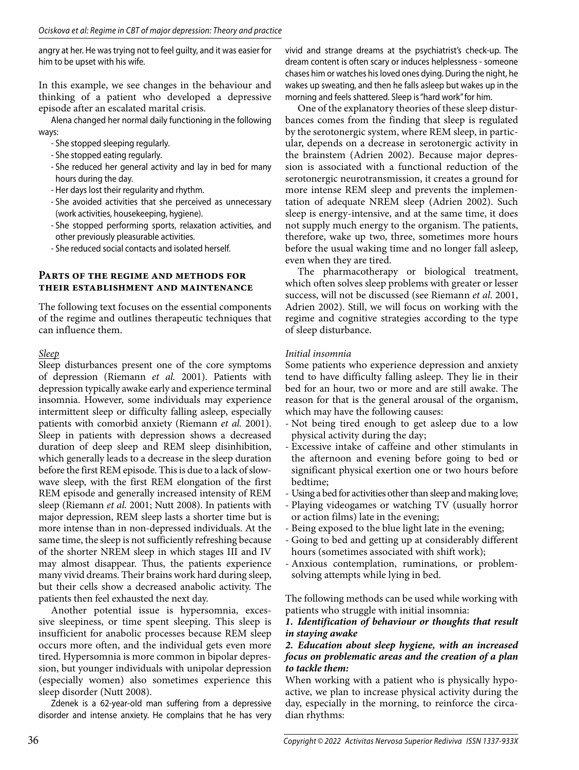angry at her. He was trying not to feel guilty, and it was easier for him to be upset with his wife.

In this example, we see changes in the behaviour and thinking of a patient who developed a depressive episode after an escalated marital crisis.

Alena changed her normal daily functioning in the following ways:

- She stopped sleeping regularly.
- She stopped eating regularly.
- She reduced her general activity and lay in bed for many hours during the day.
- Her days lost their regularity and rhythm.
- She avoided activities that she perceived as unnecessary (work activities, housekeeping, hygiene).
- She stopped performing sports, relaxation activities, and other previously pleasurable activities.
- She reduced social contacts and isolated herself.

## Parts of the regime and methods for their establishment and maintenance

The following text focuses on the essential components of the regime and outlines therapeutic techniques that can influence them.

### Sleep

Sleep disturbances present one of the core symptoms of depression (Riemann *et al.* 2001). Patients with depression typically awake early and experience terminal insomnia. However, some individuals may experience intermittent sleep or difficulty falling asleep, especially patients with comorbid anxiety (Riemann *et al.* 2001). Sleep in patients with depression shows a decreased duration of deep sleep and REM sleep disinhibition, which generally leads to a decrease in the sleep duration before the first REM episode. This is due to a lack of slow-wave sleep, with the first REM elongation of the first REM episode and generally increased intensity of REM sleep (Riemann *et al.* 2001; Nutt 2008). In patients with major depression, REM sleep lasts a shorter time but is more intense than in non-depressed individuals. At the same time, the sleep is not sufficiently refreshing because of the shorter NREM sleep in which stages III and IV may almost disappear. Thus, the patients experience many vivid dreams. Their brains work hard during sleep, but their cells show a decreased anabolic activity. The patients then feel exhausted the next day.

Another potential issue is hypersomnia, excessive sleepiness, or time spent sleeping. This sleep is insufficient for anabolic processes because REM sleep occurs more often, and the individual gets even more tired. Hypersomnia is more common in bipolar depression, but younger individuals with unipolar depression (especially women) also sometimes experience this sleep disorder (Nutt 2008).

Zdenek is a 62-year-old man suffering from a depressive disorder and intense anxiety. He complains that he has very vivid and strange dreams at the psychiatrist's check-up. The dream content is often scary or induces helplessness - someone chases him or watches his loved ones dying. During the night, he wakes up sweating, and then he falls asleep but wakes up in the morning and feels shattered. Sleep is "hard work" for him.

One of the explanatory theories of these sleep disturbances comes from the finding that sleep is regulated by the serotonergic system, where REM sleep, in particular, depends on a decrease in serotonergic activity in the brainstem (Adrien 2002). Because major depression is associated with a functional reduction of the serotonergic neurotransmission, it creates a ground for more intense REM sleep and prevents the implementation of adequate NREM sleep (Adrien 2002). Such sleep is energy-intensive, and at the same time, it does not supply much energy to the organism. The patients, therefore, wake up two, three, sometimes more hours before the usual waking time and no longer fall asleep, even when they are tired.

The pharmacotherapy or biological treatment, which often solves sleep problems with greater or lesser success, will not be discussed (see Riemann *et al.* 2001, Adrien 2002). Still, we will focus on working with the regime and cognitive strategies according to the type of sleep disturbance.

#### *Initial insomnia*

Some patients who experience depression and anxiety tend to have difficulty falling asleep. They lie in their bed for an hour, two or more and are still awake. The reason for that is the general arousal of the organism, which may have the following causes:

- Not being tired enough to get asleep due to a low physical activity during the day;
- Excessive intake of caffeine and other stimulants in the afternoon and evening before going to bed or significant physical exertion one or two hours before bedtime;
- Using a bed for activities other than sleep and making love;
- Playing videogames or watching TV (usually horror or action films) late in the evening;
- Being exposed to the blue light late in the evening;
- Going to bed and getting up at considerably different hours (sometimes associated with shift work);
- Anxious contemplation, ruminations, or problem-solving attempts while lying in bed.

The following methods can be used while working with patients who struggle with initial insomnia:

***1. Identification of behaviour or thoughts that result in staying awake***

***2. Education about sleep hygiene, with an increased focus on problematic areas and the creation of a plan to tackle them:***

When working with a patient who is physically hypoactive, we plan to increase physical activity during the day, especially in the morning, to reinforce the circadian rhythms: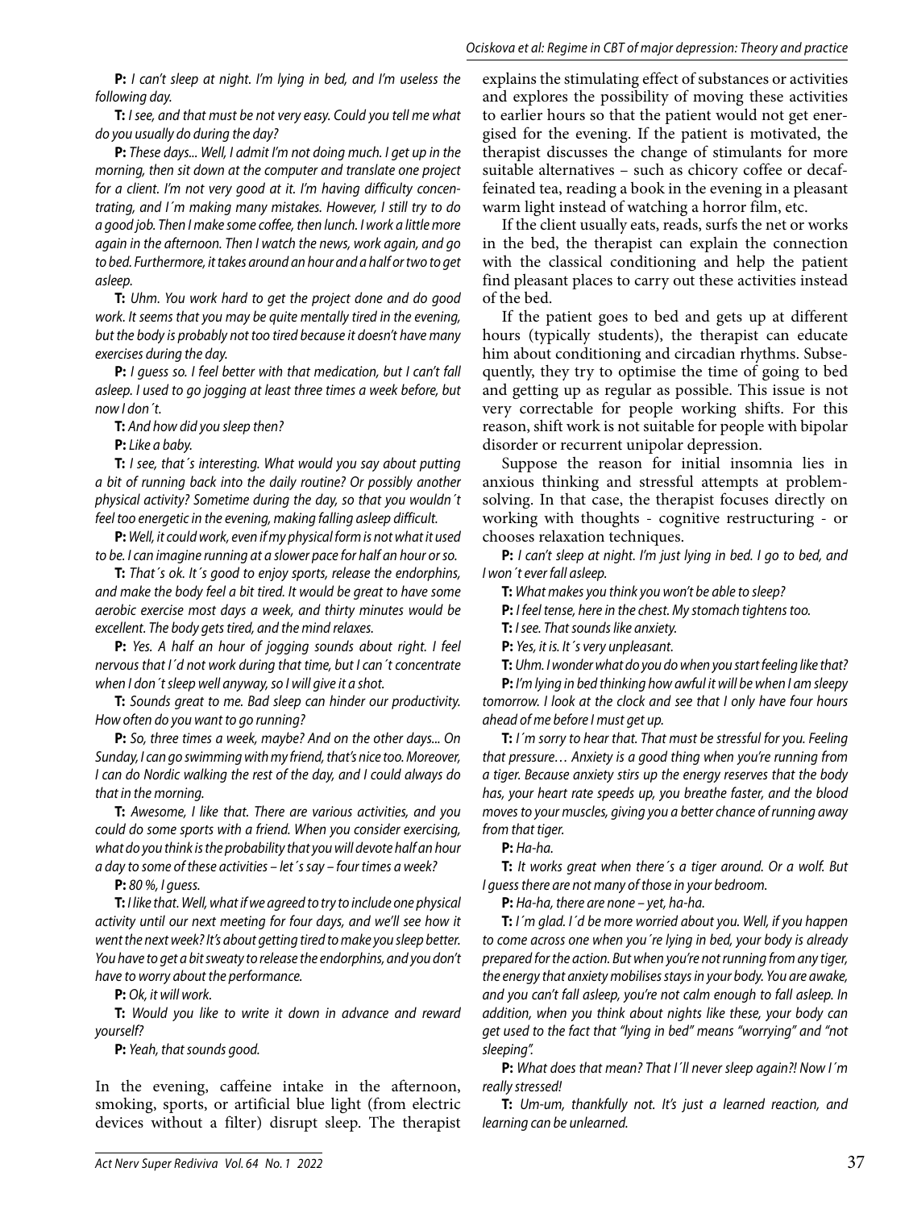**P:** *I can't sleep at night. I'm lying in bed, and I'm useless the following day.*

**T:** *I see, and that must be not very easy. Could you tell me what do you usually do during the day?*

**P:** *These days... Well, I admit I'm not doing much. I get up in the morning, then sit down at the computer and translate one project for a client. I'm not very good at it. I'm having difficulty concentrating, and I´m making many mistakes. However, I still try to do a good job. Then I make some coffee, then lunch. I work a little more again in the afternoon. Then I watch the news, work again, and go to bed. Furthermore, it takes around an hour and a half or two to get asleep.*

**T:** *Uhm. You work hard to get the project done and do good work. It seems that you may be quite mentally tired in the evening, but the body is probably not too tired because it doesn't have many exercises during the day.*

**P:** *I guess so. I feel better with that medication, but I can't fall asleep. I used to go jogging at least three times a week before, but now I don´t.*

**T:** *And how did you sleep then?*

**P:** *Like a baby.*

**T:** *I see, that´s interesting. What would you say about putting a bit of running back into the daily routine? Or possibly another physical activity? Sometime during the day, so that you wouldn´t feel too energetic in the evening, making falling asleep difficult.*

**P:** *Well, it could work, even if my physical form is not what it used to be. I can imagine running at a slower pace for half an hour or so.*

**T:** *That´s ok. It´s good to enjoy sports, release the endorphins, and make the body feel a bit tired. It would be great to have some aerobic exercise most days a week, and thirty minutes would be excellent. The body gets tired, and the mind relaxes.*

**P:** *Yes. A half an hour of jogging sounds about right. I feel nervous that I´d not work during that time, but I can´t concentrate when I don´t sleep well anyway, so I will give it a shot.*

**T:** *Sounds great to me. Bad sleep can hinder our productivity. How often do you want to go running?*

**P:** *So, three times a week, maybe? And on the other days... On Sunday, I can go swimming with my friend, that's nice too. Moreover, I can do Nordic walking the rest of the day, and I could always do that in the morning.*

**T:** *Awesome, I like that. There are various activities, and you could do some sports with a friend. When you consider exercising, what do you think is the probability that you will devote half an hour a day to some of these activities – let´s say – four times a week?*

**P:** *80 %, I guess.*

**T:** *I like that. Well, what if we agreed to try to include one physical activity until our next meeting for four days, and we'll see how it went the next week? It's about getting tired to make you sleep better. You have to get a bit sweaty to release the endorphins, and you don't have to worry about the performance.*

**P:** *Ok, it will work.*

**T:** *Would you like to write it down in advance and reward yourself?*

**P:** *Yeah, that sounds good.*

In the evening, caffeine intake in the afternoon, smoking, sports, or artificial blue light (from electric devices without a filter) disrupt sleep. The therapist explains the stimulating effect of substances or activities and explores the possibility of moving these activities to earlier hours so that the patient would not get energised for the evening. If the patient is motivated, the therapist discusses the change of stimulants for more suitable alternatives – such as chicory coffee or decaffeinated tea, reading a book in the evening in a pleasant warm light instead of watching a horror film, etc.

If the client usually eats, reads, surfs the net or works in the bed, the therapist can explain the connection with the classical conditioning and help the patient find pleasant places to carry out these activities instead of the bed.

If the patient goes to bed and gets up at different hours (typically students), the therapist can educate him about conditioning and circadian rhythms. Subsequently, they try to optimise the time of going to bed and getting up as regular as possible. This issue is not very correctable for people working shifts. For this reason, shift work is not suitable for people with bipolar disorder or recurrent unipolar depression.

Suppose the reason for initial insomnia lies in anxious thinking and stressful attempts at problem-solving. In that case, the therapist focuses directly on working with thoughts - cognitive restructuring - or chooses relaxation techniques.

**P:** *I can't sleep at night. I'm just lying in bed. I go to bed, and I won´t ever fall asleep.*

**T:** *What makes you think you won't be able to sleep?*

**P:** *I feel tense, here in the chest. My stomach tightens too.*

**T:** *I see. That sounds like anxiety.*

**P:** *Yes, it is. It´s very unpleasant.*

**T:** *Uhm. I wonder what do you do when you start feeling like that?*

**P:** *I'm lying in bed thinking how awful it will be when I am sleepy tomorrow. I look at the clock and see that I only have four hours ahead of me before I must get up.*

**T:** *I´m sorry to hear that. That must be stressful for you. Feeling that pressure… Anxiety is a good thing when you're running from a tiger. Because anxiety stirs up the energy reserves that the body has, your heart rate speeds up, you breathe faster, and the blood moves to your muscles, giving you a better chance of running away from that tiger.*

**P:** *Ha-ha.*

**T:** *It works great when there´s a tiger around. Or a wolf. But I guess there are not many of those in your bedroom.*

**P:** *Ha-ha, there are none – yet, ha-ha.*

**T:** *I´m glad. I´d be more worried about you. Well, if you happen to come across one when you´re lying in bed, your body is already prepared for the action. But when you're not running from any tiger, the energy that anxiety mobilises stays in your body. You are awake, and you can't fall asleep, you're not calm enough to fall asleep. In addition, when you think about nights like these, your body can get used to the fact that "lying in bed" means "worrying" and "not sleeping".*

**P:** *What does that mean? That I´ll never sleep again?! Now I´m really stressed!*

**T:** *Um-um, thankfully not. It's just a learned reaction, and learning can be unlearned.*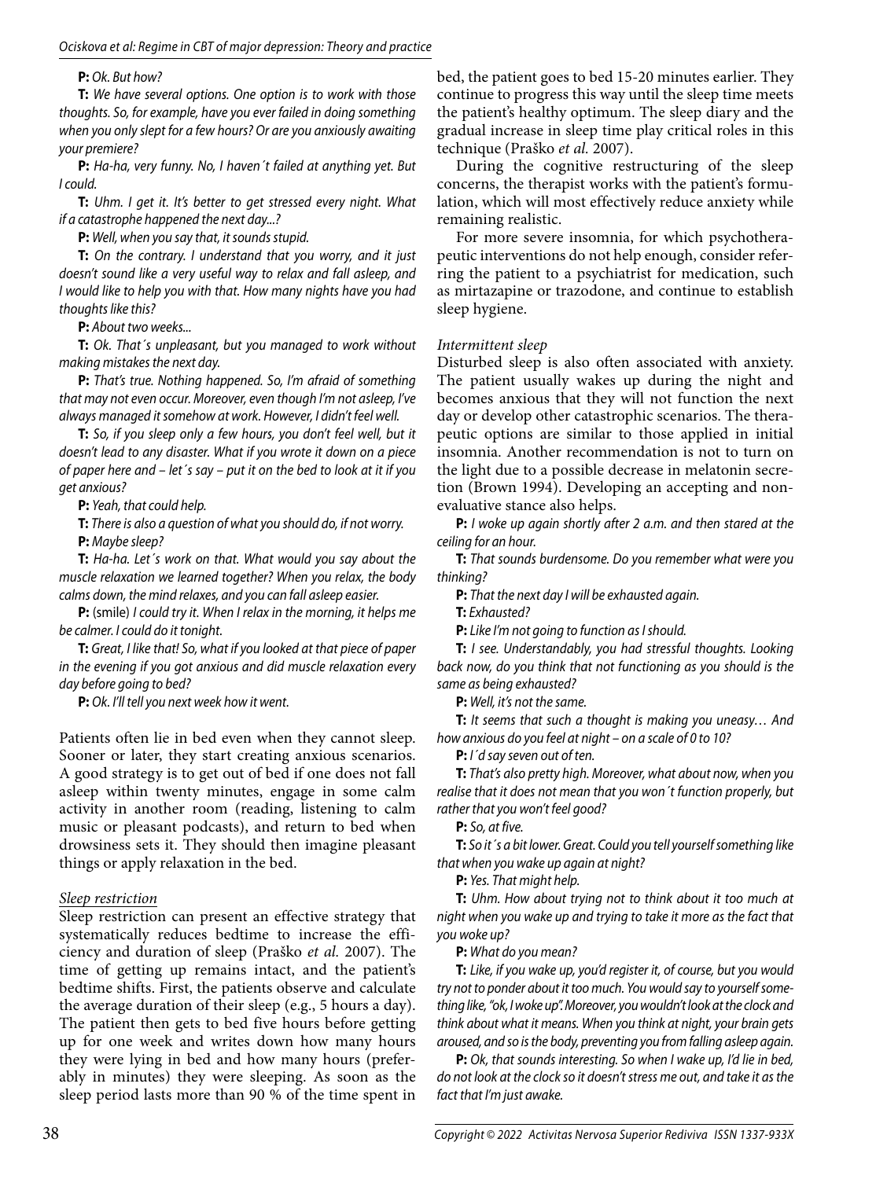**P:** *Ok. But how?*

**T:** *We have several options. One option is to work with those thoughts. So, for example, have you ever failed in doing something when you only slept for a few hours? Or are you anxiously awaiting your premiere?*

**P:** *Ha-ha, very funny. No, I haven´t failed at anything yet. But I could.*

**T:** *Uhm. I get it. It's better to get stressed every night. What if a catastrophe happened the next day...?*

**P:** *Well, when you say that, it sounds stupid.*

**T:** *On the contrary. I understand that you worry, and it just doesn't sound like a very useful way to relax and fall asleep, and I would like to help you with that. How many nights have you had thoughts like this?*

**P:** *About two weeks...*

**T:** *Ok. That´s unpleasant, but you managed to work without making mistakes the next day.*

**P:** *That's true. Nothing happened. So, I'm afraid of something that may not even occur. Moreover, even though I'm not asleep, I've always managed it somehow at work. However, I didn't feel well.*

**T:** *So, if you sleep only a few hours, you don't feel well, but it doesn't lead to any disaster. What if you wrote it down on a piece of paper here and – let´s say – put it on the bed to look at it if you get anxious?*

**P:** *Yeah, that could help.*

**T:** *There is also a question of what you should do, if not worry.*

**P:** *Maybe sleep?*

**T:** *Ha-ha. Let´s work on that. What would you say about the muscle relaxation we learned together? When you relax, the body calms down, the mind relaxes, and you can fall asleep easier.*

**P:** (smile) *I could try it. When I relax in the morning, it helps me be calmer. I could do it tonight.*

**T:** *Great, I like that! So, what if you looked at that piece of paper in the evening if you got anxious and did muscle relaxation every day before going to bed?*

**P:** *Ok. I'll tell you next week how it went.*

Patients often lie in bed even when they cannot sleep. Sooner or later, they start creating anxious scenarios. A good strategy is to get out of bed if one does not fall asleep within twenty minutes, engage in some calm activity in another room (reading, listening to calm music or pleasant podcasts), and return to bed when drowsiness sets it. They should then imagine pleasant things or apply relaxation in the bed.

*Sleep restriction*

Sleep restriction can present an effective strategy that systematically reduces bedtime to increase the efficiency and duration of sleep (Praško *et al.* 2007). The time of getting up remains intact, and the patient's bedtime shifts. First, the patients observe and calculate the average duration of their sleep (e.g., 5 hours a day). The patient then gets to bed five hours before getting up for one week and writes down how many hours they were lying in bed and how many hours (preferably in minutes) they were sleeping. As soon as the sleep period lasts more than 90 % of the time spent in bed, the patient goes to bed 15-20 minutes earlier. They continue to progress this way until the sleep time meets the patient's healthy optimum. The sleep diary and the gradual increase in sleep time play critical roles in this technique (Praško *et al.* 2007).

During the cognitive restructuring of the sleep concerns, the therapist works with the patient's formulation, which will most effectively reduce anxiety while remaining realistic.

For more severe insomnia, for which psychotherapeutic interventions do not help enough, consider referring the patient to a psychiatrist for medication, such as mirtazapine or trazodone, and continue to establish sleep hygiene.

*Intermittent sleep*

Disturbed sleep is also often associated with anxiety. The patient usually wakes up during the night and becomes anxious that they will not function the next day or develop other catastrophic scenarios. The therapeutic options are similar to those applied in initial insomnia. Another recommendation is not to turn on the light due to a possible decrease in melatonin secretion (Brown 1994). Developing an accepting and non-evaluative stance also helps.

**P:** *I woke up again shortly after 2 a.m. and then stared at the ceiling for an hour.*

**T:** *That sounds burdensome. Do you remember what were you thinking?*

**P:** *That the next day I will be exhausted again.*

**T:** *Exhausted?*

**P:** *Like I'm not going to function as I should.*

**T:** *I see. Understandably, you had stressful thoughts. Looking back now, do you think that not functioning as you should is the same as being exhausted?*

**P:** *Well, it's not the same.*

**T:** *It seems that such a thought is making you uneasy… And how anxious do you feel at night – on a scale of 0 to 10?*

**P:** *I´d say seven out of ten.*

**T:** *That's also pretty high. Moreover, what about now, when you realise that it does not mean that you won´t function properly, but rather that you won't feel good?*

**P:** *So, at five.*

**T:** *So it´s a bit lower. Great. Could you tell yourself something like that when you wake up again at night?*

**P:** *Yes. That might help.*

**T:** *Uhm. How about trying not to think about it too much at night when you wake up and trying to take it more as the fact that you woke up?*

**P:** *What do you mean?*

**T:** *Like, if you wake up, you'd register it, of course, but you would try not to ponder about it too much. You would say to yourself something like, "ok, I woke up". Moreover, you wouldn't look at the clock and think about what it means. When you think at night, your brain gets aroused, and so is the body, preventing you from falling asleep again.*

**P:** *Ok, that sounds interesting. So when I wake up, I'd lie in bed, do not look at the clock so it doesn't stress me out, and take it as the fact that I'm just awake.*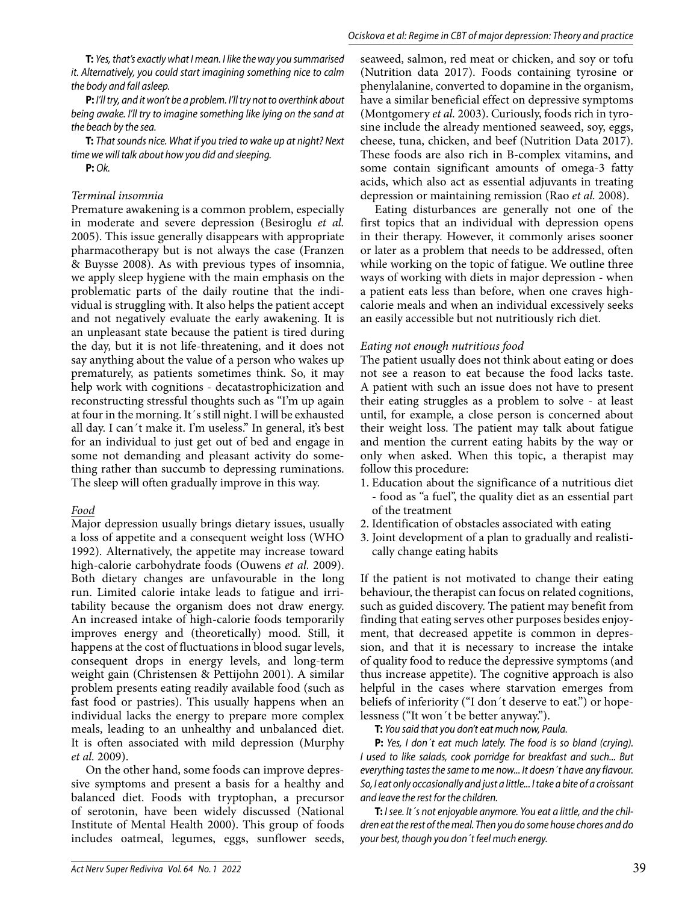**T:** *Yes, that's exactly what I mean. I like the way you summarised it. Alternatively, you could start imagining something nice to calm the body and fall asleep.*

**P:** *I'll try, and it won't be a problem. I'll try not to overthink about being awake. I'll try to imagine something like lying on the sand at the beach by the sea.*

**T:** *That sounds nice. What if you tried to wake up at night? Next time we will talk about how you did and sleeping.*

**P:** *Ok.*

*Terminal insomnia*

Premature awakening is a common problem, especially in moderate and severe depression (Besiroglu *et al.* 2005). This issue generally disappears with appropriate pharmacotherapy but is not always the case (Franzen & Buysse 2008). As with previous types of insomnia, we apply sleep hygiene with the main emphasis on the problematic parts of the daily routine that the individual is struggling with. It also helps the patient accept and not negatively evaluate the early awakening. It is an unpleasant state because the patient is tired during the day, but it is not life-threatening, and it does not say anything about the value of a person who wakes up prematurely, as patients sometimes think. So, it may help work with cognitions - decatastrophicization and reconstructing stressful thoughts such as "I'm up again at four in the morning. It´s still night. I will be exhausted all day. I can´t make it. I'm useless." In general, it's best for an individual to just get out of bed and engage in some not demanding and pleasant activity do something rather than succumb to depressing ruminations. The sleep will often gradually improve in this way.

*Food*

Major depression usually brings dietary issues, usually a loss of appetite and a consequent weight loss (WHO 1992). Alternatively, the appetite may increase toward high-calorie carbohydrate foods (Ouwens *et al.* 2009). Both dietary changes are unfavourable in the long run. Limited calorie intake leads to fatigue and irritability because the organism does not draw energy. An increased intake of high-calorie foods temporarily improves energy and (theoretically) mood. Still, it happens at the cost of fluctuations in blood sugar levels, consequent drops in energy levels, and long-term weight gain (Christensen & Pettijohn 2001). A similar problem presents eating readily available food (such as fast food or pastries). This usually happens when an individual lacks the energy to prepare more complex meals, leading to an unhealthy and unbalanced diet. It is often associated with mild depression (Murphy *et al.* 2009).

On the other hand, some foods can improve depressive symptoms and present a basis for a healthy and balanced diet. Foods with tryptophan, a precursor of serotonin, have been widely discussed (National Institute of Mental Health 2000). This group of foods includes oatmeal, legumes, eggs, sunflower seeds, seaweed, salmon, red meat or chicken, and soy or tofu (Nutrition data 2017). Foods containing tyrosine or phenylalanine, converted to dopamine in the organism, have a similar beneficial effect on depressive symptoms (Montgomery *et al.* 2003). Curiously, foods rich in tyrosine include the already mentioned seaweed, soy, eggs, cheese, tuna, chicken, and beef (Nutrition Data 2017). These foods are also rich in B-complex vitamins, and some contain significant amounts of omega-3 fatty acids, which also act as essential adjuvants in treating depression or maintaining remission (Rao *et al.* 2008).

Eating disturbances are generally not one of the first topics that an individual with depression opens in their therapy. However, it commonly arises sooner or later as a problem that needs to be addressed, often while working on the topic of fatigue. We outline three ways of working with diets in major depression - when a patient eats less than before, when one craves high-calorie meals and when an individual excessively seeks an easily accessible but not nutritiously rich diet.

*Eating not enough nutritious food*

The patient usually does not think about eating or does not see a reason to eat because the food lacks taste. A patient with such an issue does not have to present their eating struggles as a problem to solve - at least until, for example, a close person is concerned about their weight loss. The patient may talk about fatigue and mention the current eating habits by the way or only when asked. When this topic, a therapist may follow this procedure:

1. Education about the significance of a nutritious diet - food as "a fuel", the quality diet as an essential part of the treatment
2. Identification of obstacles associated with eating
3. Joint development of a plan to gradually and realistically change eating habits

If the patient is not motivated to change their eating behaviour, the therapist can focus on related cognitions, such as guided discovery. The patient may benefit from finding that eating serves other purposes besides enjoyment, that decreased appetite is common in depression, and that it is necessary to increase the intake of quality food to reduce the depressive symptoms (and thus increase appetite). The cognitive approach is also helpful in the cases where starvation emerges from beliefs of inferiority ("I don´t deserve to eat.") or hopelessness ("It won´t be better anyway.").

**T:** *You said that you don't eat much now, Paula.*

**P:** *Yes, I don´t eat much lately. The food is so bland (crying). I used to like salads, cook porridge for breakfast and such... But everything tastes the same to me now... It doesn´t have any flavour. So, I eat only occasionally and just a little... I take a bite of a croissant and leave the rest for the children.*

**T:** *I see. It´s not enjoyable anymore. You eat a little, and the children eat the rest of the meal. Then you do some house chores and do your best, though you don´t feel much energy.*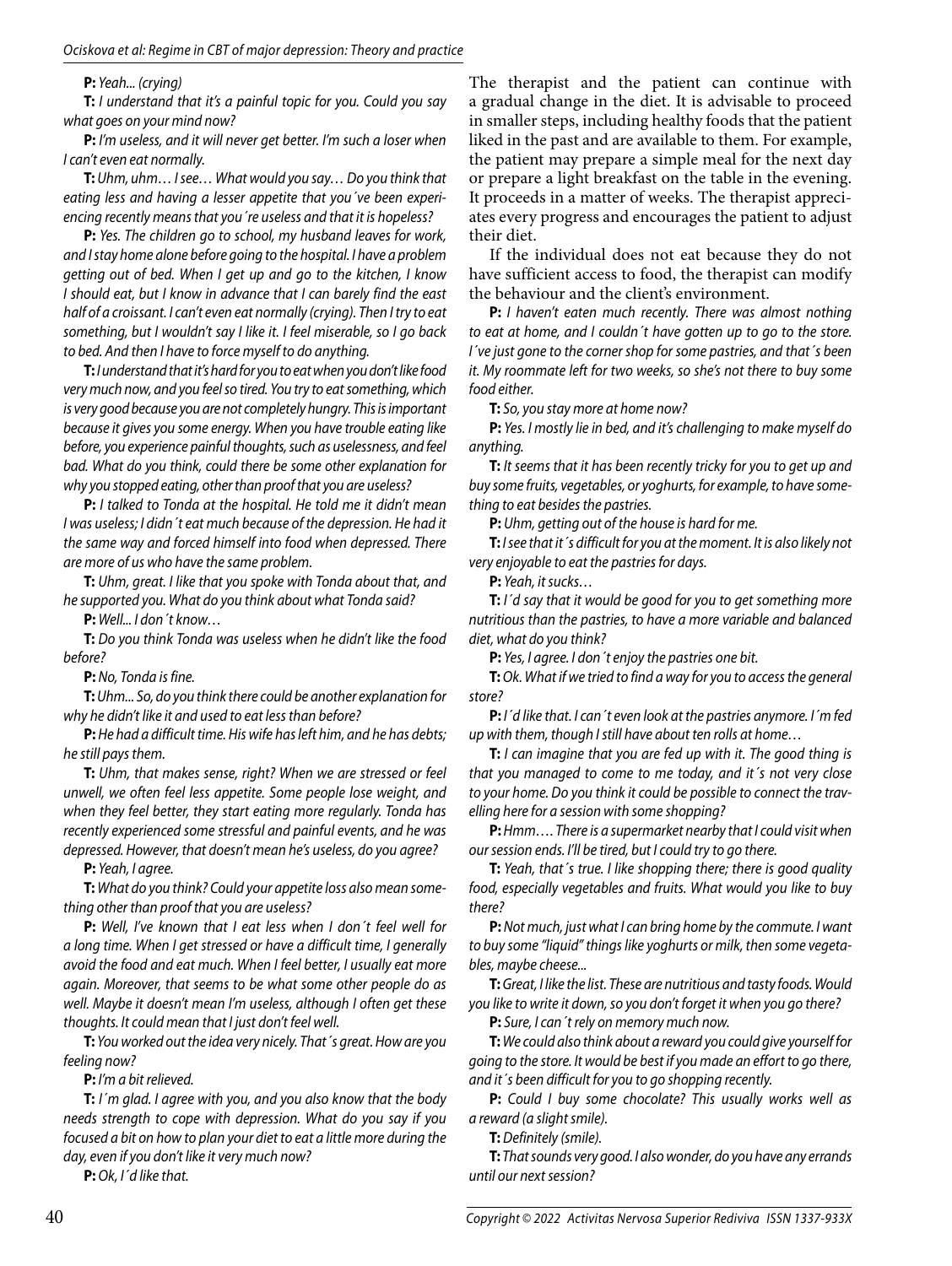**P:** *Yeah... (crying)*

**T:** *I understand that it's a painful topic for you. Could you say what goes on your mind now?*

**P:** *I'm useless, and it will never get better. I'm such a loser when I can't even eat normally.*

**T:** *Uhm, uhm… I see… What would you say… Do you think that eating less and having a lesser appetite that you´ve been experiencing recently means that you´re useless and that it is hopeless?*

**P:** *Yes. The children go to school, my husband leaves for work, and I stay home alone before going to the hospital. I have a problem getting out of bed. When I get up and go to the kitchen, I know I should eat, but I know in advance that I can barely find the east half of a croissant. I can't even eat normally (crying). Then I try to eat something, but I wouldn't say I like it. I feel miserable, so I go back to bed. And then I have to force myself to do anything.*

**T:** *I understand that it's hard for you to eat when you don't like food very much now, and you feel so tired. You try to eat something, which is very good because you are not completely hungry. This is important because it gives you some energy. When you have trouble eating like before, you experience painful thoughts, such as uselessness, and feel bad. What do you think, could there be some other explanation for why you stopped eating, other than proof that you are useless?*

**P:** *I talked to Tonda at the hospital. He told me it didn't mean I was useless; I didn´t eat much because of the depression. He had it the same way and forced himself into food when depressed. There are more of us who have the same problem.*

**T:** *Uhm, great. I like that you spoke with Tonda about that, and he supported you. What do you think about what Tonda said?*

**P:** *Well... I don´t know…*

**T:** *Do you think Tonda was useless when he didn't like the food before?*

**P:** *No, Tonda is fine.*

**T:** *Uhm... So, do you think there could be another explanation for why he didn't like it and used to eat less than before?*

**P:** *He had a difficult time. His wife has left him, and he has debts; he still pays them.*

**T:** *Uhm, that makes sense, right? When we are stressed or feel unwell, we often feel less appetite. Some people lose weight, and when they feel better, they start eating more regularly. Tonda has recently experienced some stressful and painful events, and he was depressed. However, that doesn't mean he's useless, do you agree?*

**P:** *Yeah, I agree.*

**T:** *What do you think? Could your appetite loss also mean something other than proof that you are useless?*

**P:** *Well, I've known that I eat less when I don´t feel well for a long time. When I get stressed or have a difficult time, I generally avoid the food and eat much. When I feel better, I usually eat more again. Moreover, that seems to be what some other people do as well. Maybe it doesn't mean I'm useless, although I often get these thoughts. It could mean that I just don't feel well.*

**T:** *You worked out the idea very nicely. That´s great. How are you feeling now?*

**P:** *I'm a bit relieved.*

**T:** *I´m glad. I agree with you, and you also know that the body needs strength to cope with depression. What do you say if you focused a bit on how to plan your diet to eat a little more during the day, even if you don't like it very much now?*

**P:** *Ok, I´d like that.*

The therapist and the patient can continue with a gradual change in the diet. It is advisable to proceed in smaller steps, including healthy foods that the patient liked in the past and are available to them. For example, the patient may prepare a simple meal for the next day or prepare a light breakfast on the table in the evening. It proceeds in a matter of weeks. The therapist appreciates every progress and encourages the patient to adjust their diet.

If the individual does not eat because they do not have sufficient access to food, the therapist can modify the behaviour and the client's environment.

**P:** *I haven't eaten much recently. There was almost nothing to eat at home, and I couldn´t have gotten up to go to the store. I´ve just gone to the corner shop for some pastries, and that´s been it. My roommate left for two weeks, so she's not there to buy some food either.*

**T:** *So, you stay more at home now?*

**P:** *Yes. I mostly lie in bed, and it's challenging to make myself do anything.*

**T:** *It seems that it has been recently tricky for you to get up and buy some fruits, vegetables, or yoghurts, for example, to have something to eat besides the pastries.*

**P:** *Uhm, getting out of the house is hard for me.*

**T:** *I see that it´s difficult for you at the moment. It is also likely not very enjoyable to eat the pastries for days.*

**P:** *Yeah, it sucks…*

**T:** *I´d say that it would be good for you to get something more nutritious than the pastries, to have a more variable and balanced diet, what do you think?*

**P:** *Yes, I agree. I don´t enjoy the pastries one bit.*

**T:** *Ok. What if we tried to find a way for you to access the general store?*

**P:** *I´d like that. I can´t even look at the pastries anymore. I´m fed up with them, though I still have about ten rolls at home…*

**T:** *I can imagine that you are fed up with it. The good thing is that you managed to come to me today, and it´s not very close to your home. Do you think it could be possible to connect the travelling here for a session with some shopping?*

**P:** *Hmm…. There is a supermarket nearby that I could visit when our session ends. I'll be tired, but I could try to go there.*

**T:** *Yeah, that´s true. I like shopping there; there is good quality food, especially vegetables and fruits. What would you like to buy there?*

**P:** *Not much, just what I can bring home by the commute. I want to buy some "liquid" things like yoghurts or milk, then some vegetables, maybe cheese...*

**T:** *Great, I like the list. These are nutritious and tasty foods. Would you like to write it down, so you don't forget it when you go there?*

**P:** *Sure, I can´t rely on memory much now.*

**T:** *We could also think about a reward you could give yourself for going to the store. It would be best if you made an effort to go there, and it´s been difficult for you to go shopping recently.*

**P:** *Could I buy some chocolate? This usually works well as a reward (a slight smile).*

**T:** *Definitely (smile).*

**T:** *That sounds very good. I also wonder, do you have any errands until our next session?*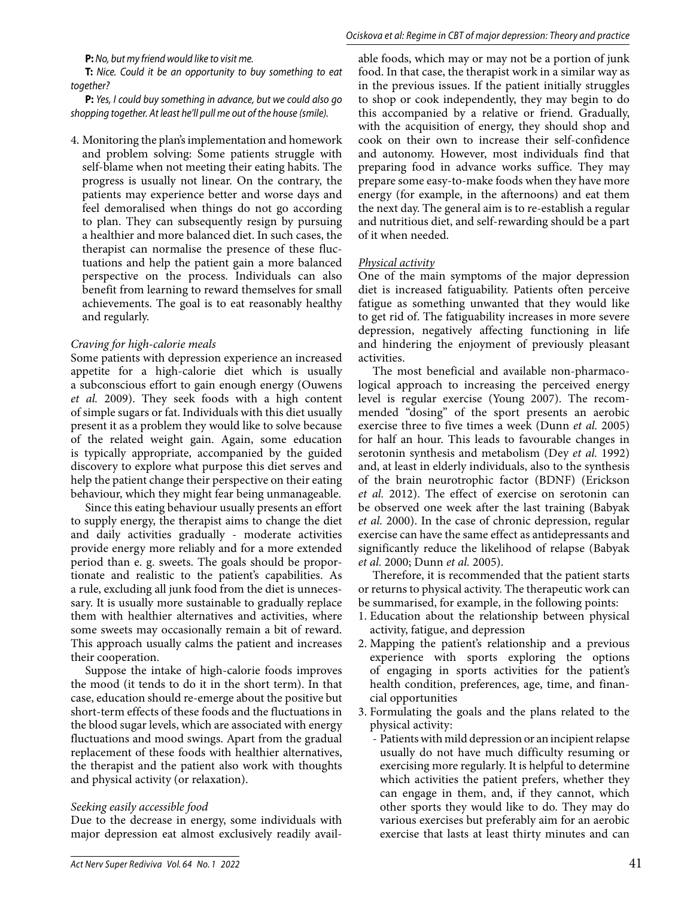**P:** *No, but my friend would like to visit me.*

**T:** *Nice. Could it be an opportunity to buy something to eat together?*

**P:** *Yes, I could buy something in advance, but we could also go shopping together. At least he'll pull me out of the house (smile).*

4. Monitoring the plan's implementation and homework and problem solving: Some patients struggle with self-blame when not meeting their eating habits. The progress is usually not linear. On the contrary, the patients may experience better and worse days and feel demoralised when things do not go according to plan. They can subsequently resign by pursuing a healthier and more balanced diet. In such cases, the therapist can normalise the presence of these fluctuations and help the patient gain a more balanced perspective on the process. Individuals can also benefit from learning to reward themselves for small achievements. The goal is to eat reasonably healthy and regularly.

*Craving for high-calorie meals*

Some patients with depression experience an increased appetite for a high-calorie diet which is usually a subconscious effort to gain enough energy (Ouwens *et al.* 2009). They seek foods with a high content of simple sugars or fat. Individuals with this diet usually present it as a problem they would like to solve because of the related weight gain. Again, some education is typically appropriate, accompanied by the guided discovery to explore what purpose this diet serves and help the patient change their perspective on their eating behaviour, which they might fear being unmanageable.

Since this eating behaviour usually presents an effort to supply energy, the therapist aims to change the diet and daily activities gradually - moderate activities provide energy more reliably and for a more extended period than e. g. sweets. The goals should be proportionate and realistic to the patient's capabilities. As a rule, excluding all junk food from the diet is unnecessary. It is usually more sustainable to gradually replace them with healthier alternatives and activities, where some sweets may occasionally remain a bit of reward. This approach usually calms the patient and increases their cooperation.

Suppose the intake of high-calorie foods improves the mood (it tends to do it in the short term). In that case, education should re-emerge about the positive but short-term effects of these foods and the fluctuations in the blood sugar levels, which are associated with energy fluctuations and mood swings. Apart from the gradual replacement of these foods with healthier alternatives, the therapist and the patient also work with thoughts and physical activity (or relaxation).

*Seeking easily accessible food*

Due to the decrease in energy, some individuals with major depression eat almost exclusively readily available foods, which may or may not be a portion of junk food. In that case, the therapist work in a similar way as in the previous issues. If the patient initially struggles to shop or cook independently, they may begin to do this accompanied by a relative or friend. Gradually, with the acquisition of energy, they should shop and cook on their own to increase their self-confidence and autonomy. However, most individuals find that preparing food in advance works suffice. They may prepare some easy-to-make foods when they have more energy (for example, in the afternoons) and eat them the next day. The general aim is to re-establish a regular and nutritious diet, and self-rewarding should be a part of it when needed.

*Physical activity*

One of the main symptoms of the major depression diet is increased fatiguability. Patients often perceive fatigue as something unwanted that they would like to get rid of. The fatiguability increases in more severe depression, negatively affecting functioning in life and hindering the enjoyment of previously pleasant activities.

The most beneficial and available non-pharmacological approach to increasing the perceived energy level is regular exercise (Young 2007). The recommended "dosing" of the sport presents an aerobic exercise three to five times a week (Dunn *et al.* 2005) for half an hour. This leads to favourable changes in serotonin synthesis and metabolism (Dey *et al.* 1992) and, at least in elderly individuals, also to the synthesis of the brain neurotrophic factor (BDNF) (Erickson *et al.* 2012). The effect of exercise on serotonin can be observed one week after the last training (Babyak *et al.* 2000). In the case of chronic depression, regular exercise can have the same effect as antidepressants and significantly reduce the likelihood of relapse (Babyak *et al.* 2000; Dunn *et al.* 2005).

Therefore, it is recommended that the patient starts or returns to physical activity. The therapeutic work can be summarised, for example, in the following points:

1. Education about the relationship between physical activity, fatigue, and depression
2. Mapping the patient's relationship and a previous experience with sports exploring the options of engaging in sports activities for the patient's health condition, preferences, age, time, and financial opportunities
3. Formulating the goals and the plans related to the physical activity:
   - Patients with mild depression or an incipient relapse usually do not have much difficulty resuming or exercising more regularly. It is helpful to determine which activities the patient prefers, whether they can engage in them, and, if they cannot, which other sports they would like to do. They may do various exercises but preferably aim for an aerobic exercise that lasts at least thirty minutes and can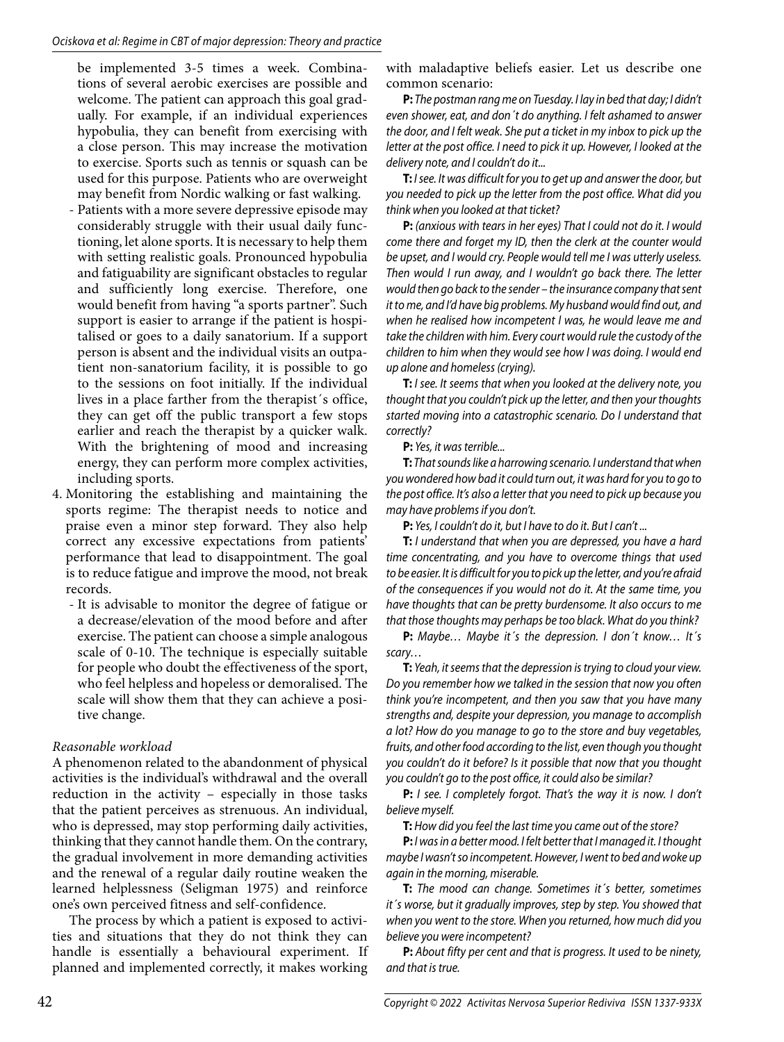be implemented 3-5 times a week. Combinations of several aerobic exercises are possible and welcome. The patient can approach this goal gradually. For example, if an individual experiences hypobulia, they can benefit from exercising with a close person. This may increase the motivation to exercise. Sports such as tennis or squash can be used for this purpose. Patients who are overweight may benefit from Nordic walking or fast walking.

- Patients with a more severe depressive episode may considerably struggle with their usual daily functioning, let alone sports. It is necessary to help them with setting realistic goals. Pronounced hypobulia and fatiguability are significant obstacles to regular and sufficiently long exercise. Therefore, one would benefit from having "a sports partner". Such support is easier to arrange if the patient is hospitalised or goes to a daily sanatorium. If a support person is absent and the individual visits an outpatient non-sanatorium facility, it is possible to go to the sessions on foot initially. If the individual lives in a place farther from the therapist´s office, they can get off the public transport a few stops earlier and reach the therapist by a quicker walk. With the brightening of mood and increasing energy, they can perform more complex activities, including sports.

4. Monitoring the establishing and maintaining the sports regime: The therapist needs to notice and praise even a minor step forward. They also help correct any excessive expectations from patients' performance that lead to disappointment. The goal is to reduce fatigue and improve the mood, not break records.
   - It is advisable to monitor the degree of fatigue or a decrease/elevation of the mood before and after exercise. The patient can choose a simple analogous scale of 0-10. The technique is especially suitable for people who doubt the effectiveness of the sport, who feel helpless and hopeless or demoralised. The scale will show them that they can achieve a positive change.

### *Reasonable workload*

A phenomenon related to the abandonment of physical activities is the individual's withdrawal and the overall reduction in the activity – especially in those tasks that the patient perceives as strenuous. An individual, who is depressed, may stop performing daily activities, thinking that they cannot handle them. On the contrary, the gradual involvement in more demanding activities and the renewal of a regular daily routine weaken the learned helplessness (Seligman 1975) and reinforce one's own perceived fitness and self-confidence.

The process by which a patient is exposed to activities and situations that they do not think they can handle is essentially a behavioural experiment. If planned and implemented correctly, it makes working with maladaptive beliefs easier. Let us describe one common scenario:

**P:** *The postman rang me on Tuesday. I lay in bed that day; I didn't even shower, eat, and don´t do anything. I felt ashamed to answer the door, and I felt weak. She put a ticket in my inbox to pick up the letter at the post office. I need to pick it up. However, I looked at the delivery note, and I couldn't do it...*

**T:** *I see. It was difficult for you to get up and answer the door, but you needed to pick up the letter from the post office. What did you think when you looked at that ticket?*

**P:** *(anxious with tears in her eyes) That I could not do it. I would come there and forget my ID, then the clerk at the counter would be upset, and I would cry. People would tell me I was utterly useless. Then would I run away, and I wouldn't go back there. The letter would then go back to the sender – the insurance company that sent it to me, and I'd have big problems. My husband would find out, and when he realised how incompetent I was, he would leave me and take the children with him. Every court would rule the custody of the children to him when they would see how I was doing. I would end up alone and homeless (crying).*

**T:** *I see. It seems that when you looked at the delivery note, you thought that you couldn't pick up the letter, and then your thoughts started moving into a catastrophic scenario. Do I understand that correctly?*

**P:** *Yes, it was terrible...*

**T:** *That sounds like a harrowing scenario. I understand that when you wondered how bad it could turn out, it was hard for you to go to the post office. It's also a letter that you need to pick up because you may have problems if you don't.*

**P:** *Yes, I couldn't do it, but I have to do it. But I can't ...*

**T:** *I understand that when you are depressed, you have a hard time concentrating, and you have to overcome things that used to be easier. It is difficult for you to pick up the letter, and you're afraid of the consequences if you would not do it. At the same time, you have thoughts that can be pretty burdensome. It also occurs to me that those thoughts may perhaps be too black. What do you think?*

**P:** *Maybe… Maybe it´s the depression. I don´t know… It´s scary…*

**T:** *Yeah, it seems that the depression is trying to cloud your view. Do you remember how we talked in the session that now you often think you're incompetent, and then you saw that you have many strengths and, despite your depression, you manage to accomplish a lot? How do you manage to go to the store and buy vegetables, fruits, and other food according to the list, even though you thought you couldn't do it before? Is it possible that now that you thought you couldn't go to the post office, it could also be similar?*

**P:** *I see. I completely forgot. That's the way it is now. I don't believe myself.*

**T:** *How did you feel the last time you came out of the store?*

**P:** *I was in a better mood. I felt better that I managed it. I thought maybe I wasn't so incompetent. However, I went to bed and woke up again in the morning, miserable.*

**T:** *The mood can change. Sometimes it´s better, sometimes it´s worse, but it gradually improves, step by step. You showed that when you went to the store. When you returned, how much did you believe you were incompetent?*

**P:** *About fifty per cent and that is progress. It used to be ninety, and that is true.*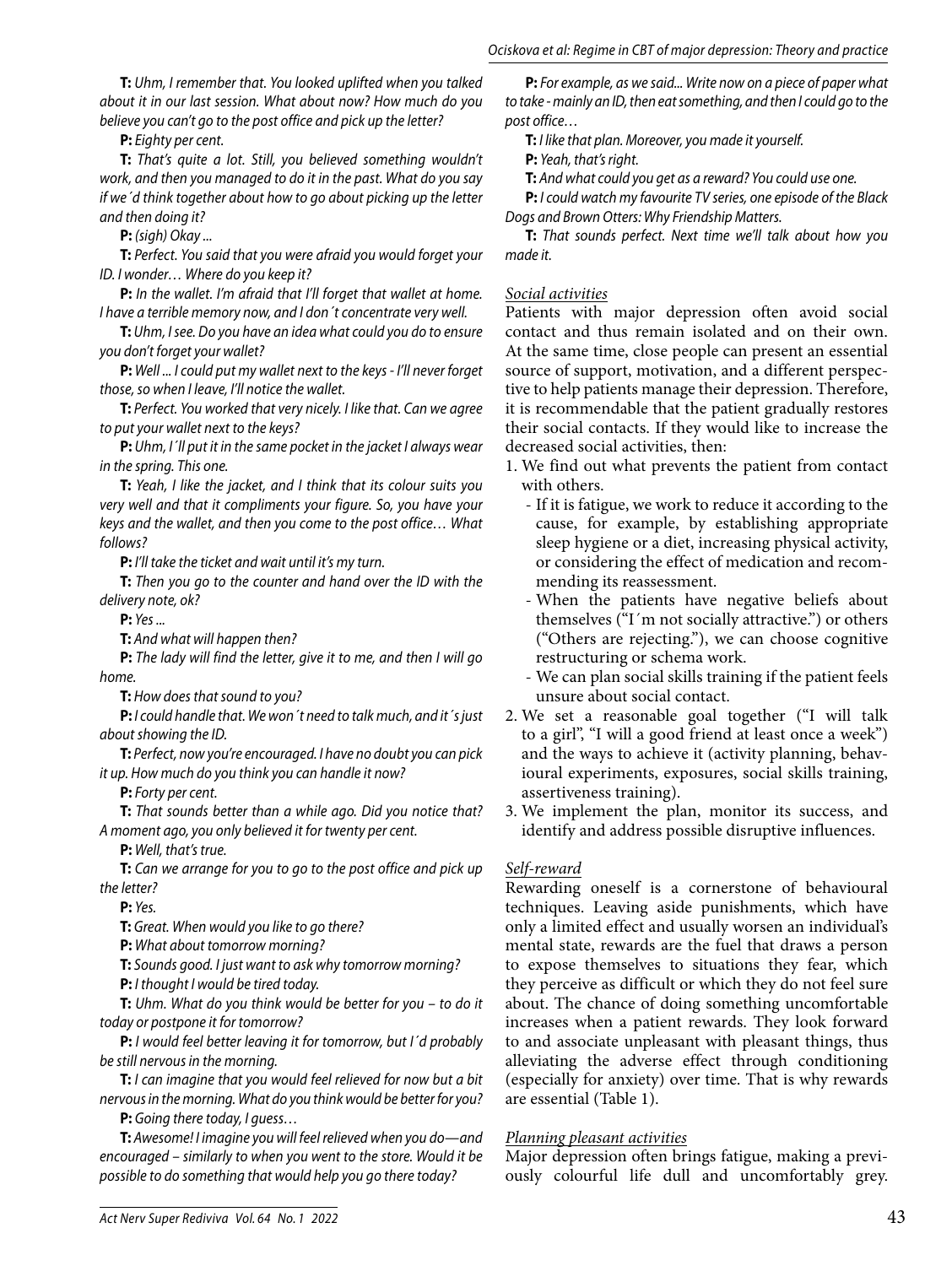**T:** *Uhm, I remember that. You looked uplifted when you talked about it in our last session. What about now? How much do you believe you can't go to the post office and pick up the letter?*

**P:** *Eighty per cent.*

**T:** *That's quite a lot. Still, you believed something wouldn't work, and then you managed to do it in the past. What do you say if we´d think together about how to go about picking up the letter and then doing it?*

**P:** *(sigh) Okay ...*

**T:** *Perfect. You said that you were afraid you would forget your ID. I wonder… Where do you keep it?*

**P:** *In the wallet. I'm afraid that I'll forget that wallet at home. I have a terrible memory now, and I don´t concentrate very well.*

**T:** *Uhm, I see. Do you have an idea what could you do to ensure you don't forget your wallet?*

**P:** *Well ... I could put my wallet next to the keys - I'll never forget those, so when I leave, I'll notice the wallet.*

**T:** *Perfect. You worked that very nicely. I like that. Can we agree to put your wallet next to the keys?*

**P:** *Uhm, I´ll put it in the same pocket in the jacket I always wear in the spring. This one.*

**T:** *Yeah, I like the jacket, and I think that its colour suits you very well and that it compliments your figure. So, you have your keys and the wallet, and then you come to the post office… What follows?*

**P:** *I'll take the ticket and wait until it's my turn.*

**T:** *Then you go to the counter and hand over the ID with the delivery note, ok?*

**P:** *Yes ...*

**T:** *And what will happen then?*

**P:** *The lady will find the letter, give it to me, and then I will go home.*

**T:** *How does that sound to you?*

**P:** *I could handle that. We won´t need to talk much, and it´s just about showing the ID.*

**T:** *Perfect, now you're encouraged. I have no doubt you can pick it up. How much do you think you can handle it now?*

**P:** *Forty per cent.*

**T:** *That sounds better than a while ago. Did you notice that? A moment ago, you only believed it for twenty per cent.*

**P:** *Well, that's true.*

**T:** *Can we arrange for you to go to the post office and pick up the letter?*

**P:** *Yes.*

**T:** *Great. When would you like to go there?*

**P:** *What about tomorrow morning?*

**T:** *Sounds good. I just want to ask why tomorrow morning?*

**P:** *I thought I would be tired today.*

**T:** *Uhm. What do you think would be better for you – to do it today or postpone it for tomorrow?*

**P:** *I would feel better leaving it for tomorrow, but I´d probably be still nervous in the morning.*

**T:** *I can imagine that you would feel relieved for now but a bit nervous in the morning. What do you think would be better for you?*

**P:** *Going there today, I guess…*

**T:** *Awesome! I imagine you will feel relieved when you do—and encouraged – similarly to when you went to the store. Would it be possible to do something that would help you go there today?*

**P:** *For example, as we said... Write now on a piece of paper what to take - mainly an ID, then eat something, and then I could go to the post office…*

**T:** *I like that plan. Moreover, you made it yourself.*

**P:** *Yeah, that's right.*

**T:** *And what could you get as a reward? You could use one.*

**P:** *I could watch my favourite TV series, one episode of the Black Dogs and Brown Otters: Why Friendship Matters.*

**T:** *That sounds perfect. Next time we'll talk about how you made it.*

### Social activities

Patients with major depression often avoid social contact and thus remain isolated and on their own. At the same time, close people can present an essential source of support, motivation, and a different perspective to help patients manage their depression. Therefore, it is recommendable that the patient gradually restores their social contacts. If they would like to increase the decreased social activities, then:

1. We find out what prevents the patient from contact with others.
   - If it is fatigue, we work to reduce it according to the cause, for example, by establishing appropriate sleep hygiene or a diet, increasing physical activity, or considering the effect of medication and recommending its reassessment.
   - When the patients have negative beliefs about themselves ("I´m not socially attractive.") or others ("Others are rejecting."), we can choose cognitive restructuring or schema work.
   - We can plan social skills training if the patient feels unsure about social contact.
2. We set a reasonable goal together ("I will talk to a girl", "I will a good friend at least once a week") and the ways to achieve it (activity planning, behavioural experiments, exposures, social skills training, assertiveness training).
3. We implement the plan, monitor its success, and identify and address possible disruptive influences.

### Self-reward

Rewarding oneself is a cornerstone of behavioural techniques. Leaving aside punishments, which have only a limited effect and usually worsen an individual's mental state, rewards are the fuel that draws a person to expose themselves to situations they fear, which they perceive as difficult or which they do not feel sure about. The chance of doing something uncomfortable increases when a patient rewards. They look forward to and associate unpleasant with pleasant things, thus alleviating the adverse effect through conditioning (especially for anxiety) over time. That is why rewards are essential (Table 1).

### Planning pleasant activities

Major depression often brings fatigue, making a previously colourful life dull and uncomfortably grey.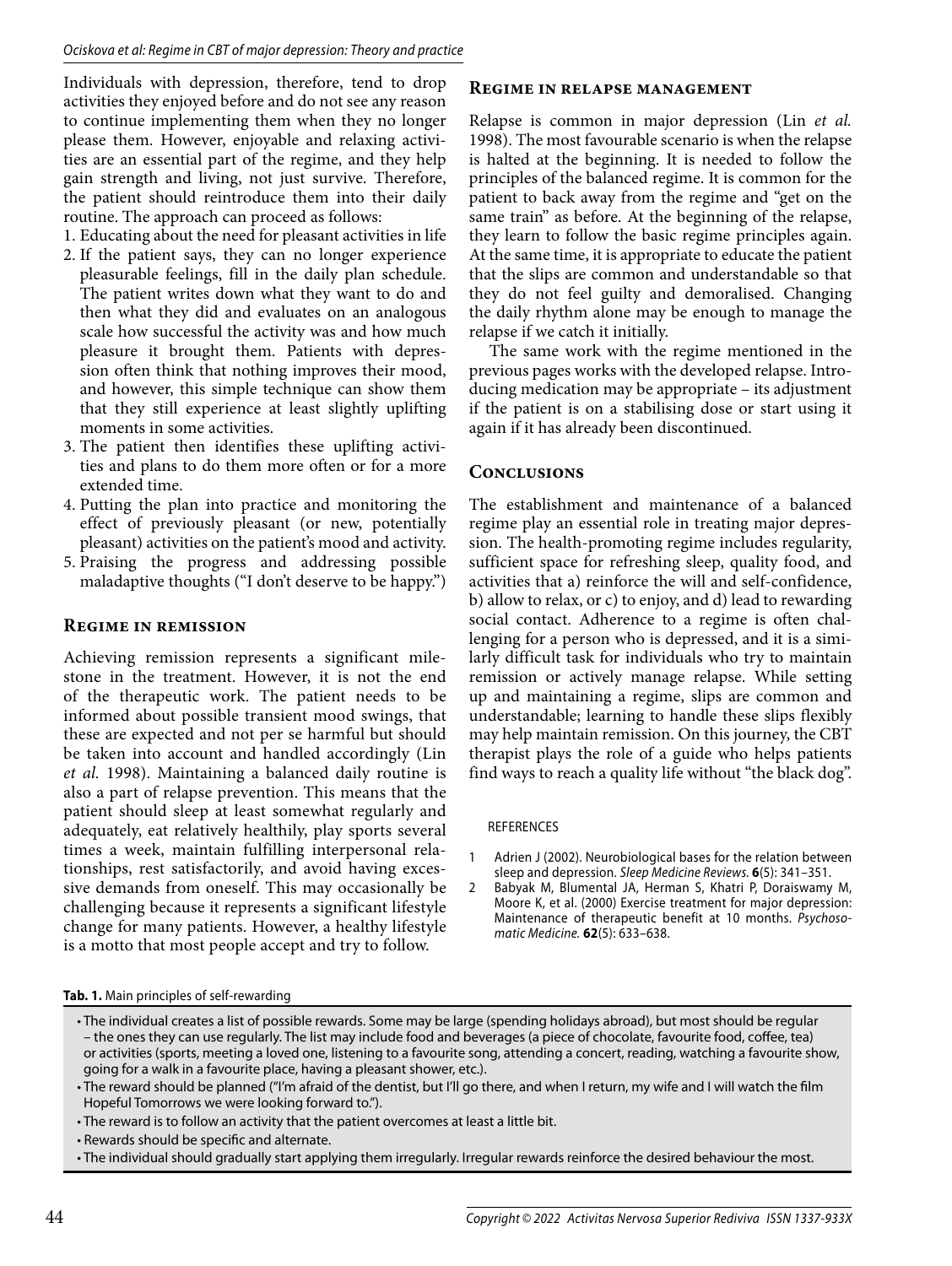Individuals with depression, therefore, tend to drop activities they enjoyed before and do not see any reason to continue implementing them when they no longer please them. However, enjoyable and relaxing activities are an essential part of the regime, and they help gain strength and living, not just survive. Therefore, the patient should reintroduce them into their daily routine. The approach can proceed as follows:

1. Educating about the need for pleasant activities in life
2. If the patient says, they can no longer experience pleasurable feelings, fill in the daily plan schedule. The patient writes down what they want to do and then what they did and evaluates on an analogous scale how successful the activity was and how much pleasure it brought them. Patients with depression often think that nothing improves their mood, and however, this simple technique can show them that they still experience at least slightly uplifting moments in some activities.
3. The patient then identifies these uplifting activities and plans to do them more often or for a more extended time.
4. Putting the plan into practice and monitoring the effect of previously pleasant (or new, potentially pleasant) activities on the patient's mood and activity.
5. Praising the progress and addressing possible maladaptive thoughts ("I don't deserve to be happy.")

## Regime in remission

Achieving remission represents a significant milestone in the treatment. However, it is not the end of the therapeutic work. The patient needs to be informed about possible transient mood swings, that these are expected and not per se harmful but should be taken into account and handled accordingly (Lin *et al.* 1998). Maintaining a balanced daily routine is also a part of relapse prevention. This means that the patient should sleep at least somewhat regularly and adequately, eat relatively healthily, play sports several times a week, maintain fulfilling interpersonal relationships, rest satisfactorily, and avoid having excessive demands from oneself. This may occasionally be challenging because it represents a significant lifestyle change for many patients. However, a healthy lifestyle is a motto that most people accept and try to follow.

## Regime in relapse management

Relapse is common in major depression (Lin *et al.* 1998). The most favourable scenario is when the relapse is halted at the beginning. It is needed to follow the principles of the balanced regime. It is common for the patient to back away from the regime and "get on the same train" as before. At the beginning of the relapse, they learn to follow the basic regime principles again. At the same time, it is appropriate to educate the patient that the slips are common and understandable so that they do not feel guilty and demoralised. Changing the daily rhythm alone may be enough to manage the relapse if we catch it initially.

The same work with the regime mentioned in the previous pages works with the developed relapse. Introducing medication may be appropriate – its adjustment if the patient is on a stabilising dose or start using it again if it has already been discontinued.

## Conclusions

The establishment and maintenance of a balanced regime play an essential role in treating major depression. The health-promoting regime includes regularity, sufficient space for refreshing sleep, quality food, and activities that a) reinforce the will and self-confidence, b) allow to relax, or c) to enjoy, and d) lead to rewarding social contact. Adherence to a regime is often challenging for a person who is depressed, and it is a similarly difficult task for individuals who try to maintain remission or actively manage relapse. While setting up and maintaining a regime, slips are common and understandable; learning to handle these slips flexibly may help maintain remission. On this journey, the CBT therapist plays the role of a guide who helps patients find ways to reach a quality life without "the black dog".

**Tab. 1.** Main principles of self-rewarding

- The individual creates a list of possible rewards. Some may be large (spending holidays abroad), but most should be regular – the ones they can use regularly. The list may include food and beverages (a piece of chocolate, favourite food, coffee, tea) or activities (sports, meeting a loved one, listening to a favourite song, attending a concert, reading, watching a favourite show, going for a walk in a favourite place, having a pleasant shower, etc.).
- The reward should be planned ("I'm afraid of the dentist, but I'll go there, and when I return, my wife and I will watch the film Hopeful Tomorrows we were looking forward to.").
- The reward is to follow an activity that the patient overcomes at least a little bit.
- Rewards should be specific and alternate.
- The individual should gradually start applying them irregularly. Irregular rewards reinforce the desired behaviour the most.

REFERENCES

1. Adrien J (2002). Neurobiological bases for the relation between sleep and depression. *Sleep Medicine Reviews*. **6**(5): 341–351.
2. Babyak M, Blumental JA, Herman S, Khatri P, Doraiswamy M, Moore K, et al. (2000) Exercise treatment for major depression: Maintenance of therapeutic benefit at 10 months. *Psychosomatic Medicine.* **62**(5): 633–638.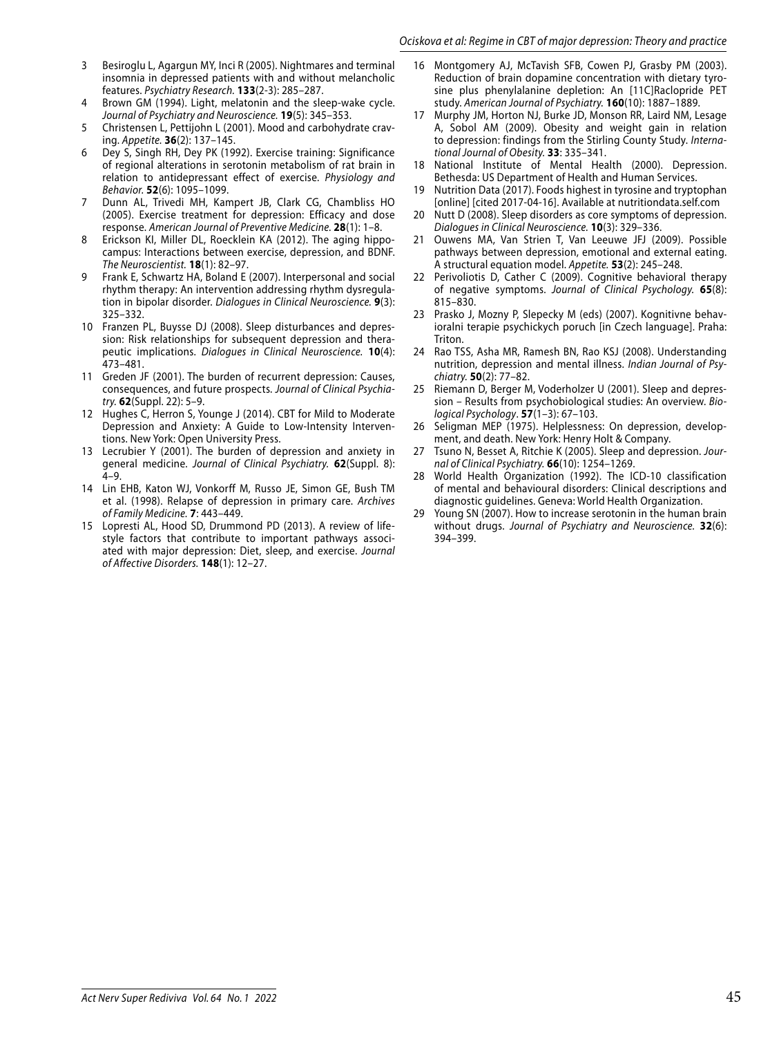3 Besiroglu L, Agargun MY, Inci R (2005). Nightmares and terminal insomnia in depressed patients with and without melancholic features. *Psychiatry Research.* **133**(2-3): 285–287.

4 Brown GM (1994). Light, melatonin and the sleep-wake cycle. *Journal of Psychiatry and Neuroscience.* **19**(5): 345–353.

5 Christensen L, Pettijohn L (2001). Mood and carbohydrate craving. *Appetite.* **36**(2): 137–145.

6 Dey S, Singh RH, Dey PK (1992). Exercise training: Significance of regional alterations in serotonin metabolism of rat brain in relation to antidepressant effect of exercise. *Physiology and Behavior.* **52**(6): 1095–1099.

7 Dunn AL, Trivedi MH, Kampert JB, Clark CG, Chambliss HO (2005). Exercise treatment for depression: Efficacy and dose response. *American Journal of Preventive Medicine.* **28**(1): 1–8.

8 Erickson KI, Miller DL, Roecklein KA (2012). The aging hippocampus: Interactions between exercise, depression, and BDNF. *The Neuroscientist.* **18**(1): 82–97.

9 Frank E, Schwartz HA, Boland E (2007). Interpersonal and social rhythm therapy: An intervention addressing rhythm dysregulation in bipolar disorder. *Dialogues in Clinical Neuroscience.* **9**(3): 325–332.

10 Franzen PL, Buysse DJ (2008). Sleep disturbances and depression: Risk relationships for subsequent depression and therapeutic implications. *Dialogues in Clinical Neuroscience.* **10**(4): 473–481.

11 Greden JF (2001). The burden of recurrent depression: Causes, consequences, and future prospects. *Journal of Clinical Psychiatry.* **62**(Suppl. 22): 5–9.

12 Hughes C, Herron S, Younge J (2014). CBT for Mild to Moderate Depression and Anxiety: A Guide to Low-Intensity Interventions. New York: Open University Press.

13 Lecrubier Y (2001). The burden of depression and anxiety in general medicine. *Journal of Clinical Psychiatry.* **62**(Suppl. 8): 4–9.

14 Lin EHB, Katon WJ, Vonkorff M, Russo JE, Simon GE, Bush TM et al. (1998). Relapse of depression in primary care. *Archives of Family Medicine.* **7**: 443–449.

15 Lopresti AL, Hood SD, Drummond PD (2013). A review of lifestyle factors that contribute to important pathways associated with major depression: Diet, sleep, and exercise. *Journal of Affective Disorders.* **148**(1): 12–27.

16 Montgomery AJ, McTavish SFB, Cowen PJ, Grasby PM (2003). Reduction of brain dopamine concentration with dietary tyrosine plus phenylalanine depletion: An [11C]Raclopride PET study. *American Journal of Psychiatry.* **160**(10): 1887–1889.

17 Murphy JM, Horton NJ, Burke JD, Monson RR, Laird NM, Lesage A, Sobol AM (2009). Obesity and weight gain in relation to depression: findings from the Stirling County Study. *International Journal of Obesity.* **33**: 335–341.

18 National Institute of Mental Health (2000). Depression. Bethesda: US Department of Health and Human Services.

19 Nutrition Data (2017). Foods highest in tyrosine and tryptophan [online] [cited 2017-04-16]. Available at nutritiondata.self.com

20 Nutt D (2008). Sleep disorders as core symptoms of depression. *Dialogues in Clinical Neuroscience.* **10**(3): 329–336.

21 Ouwens MA, Van Strien T, Van Leeuwe JFJ (2009). Possible pathways between depression, emotional and external eating. A structural equation model. *Appetite.* **53**(2): 245–248.

22 Perivoliotis D, Cather C (2009). Cognitive behavioral therapy of negative symptoms. *Journal of Clinical Psychology.* **65**(8): 815–830.

23 Prasko J, Mozny P, Slepecky M (eds) (2007). Kognitivne behavioralni terapie psychickych poruch [in Czech language]. Praha: Triton.

24 Rao TSS, Asha MR, Ramesh BN, Rao KSJ (2008). Understanding nutrition, depression and mental illness. *Indian Journal of Psychiatry.* **50**(2): 77–82.

25 Riemann D, Berger M, Voderholzer U (2001). Sleep and depression – Results from psychobiological studies: An overview. *Biological Psychology*. **57**(1–3): 67–103.

26 Seligman MEP (1975). Helplessness: On depression, development, and death. New York: Henry Holt & Company.

27 Tsuno N, Besset A, Ritchie K (2005). Sleep and depression. *Journal of Clinical Psychiatry.* **66**(10): 1254–1269.

28 World Health Organization (1992). The ICD-10 classification of mental and behavioural disorders: Clinical descriptions and diagnostic guidelines. Geneva: World Health Organization.

29 Young SN (2007). How to increase serotonin in the human brain without drugs. *Journal of Psychiatry and Neuroscience.* **32**(6): 394–399.